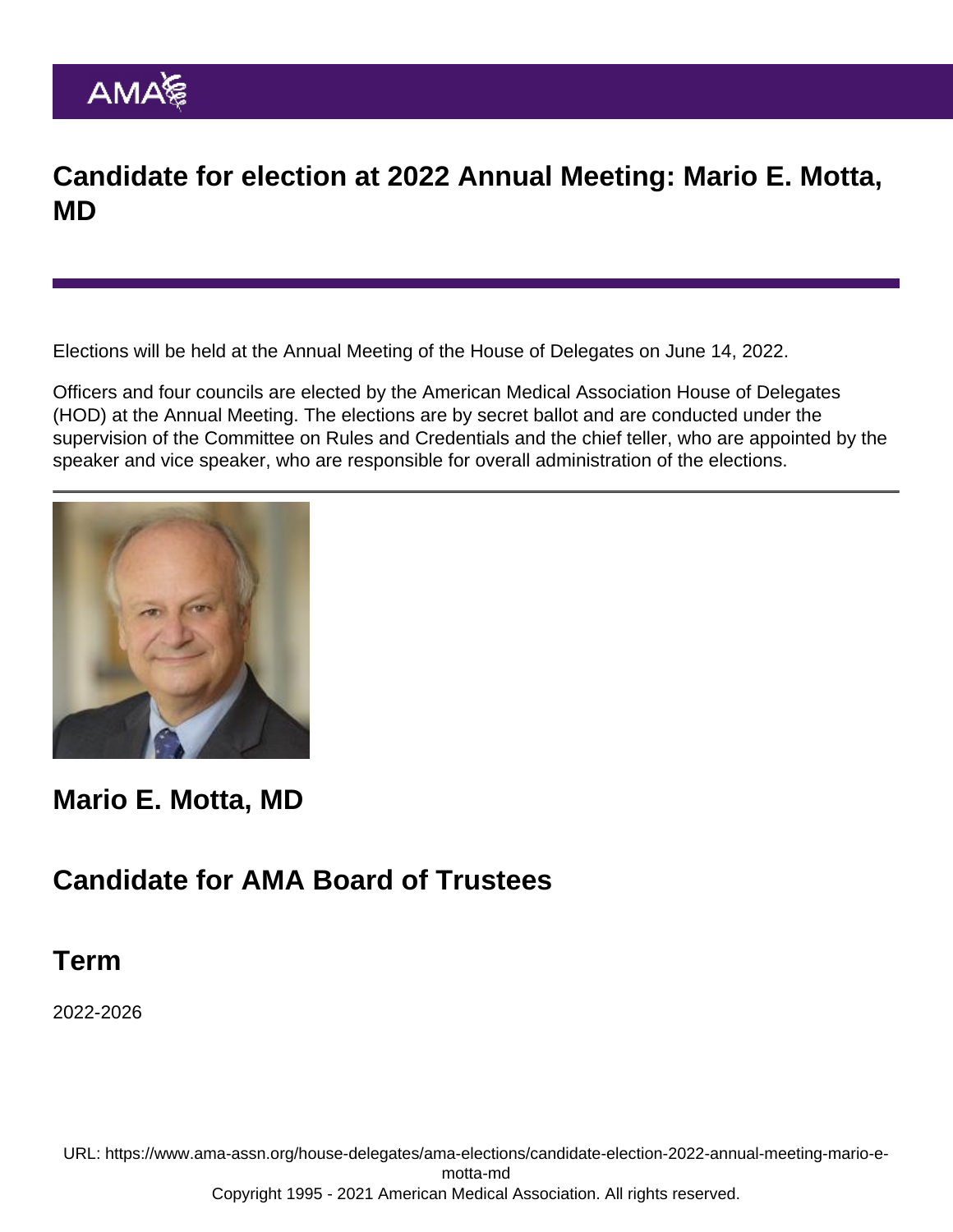# Candidate for election at 2022 Annual Meeting: Mario E. Motta, MD

Elections will be held at the Annual Meeting of the House of Delegates on June 14, 2022.

Officers and four councils are elected by the American Medical Association House of Delegates (HOD) at the Annual Meeting. The elections are by secret ballot and are conducted under the supervision of the Committee on Rules and Credentials and the chief teller, who are appointed by the speaker and vice speaker, who are responsible for overall administration of the elections.

## Mario E. Motta, MD

## Candidate for AMA Board of Trustees

## Term

2022-2026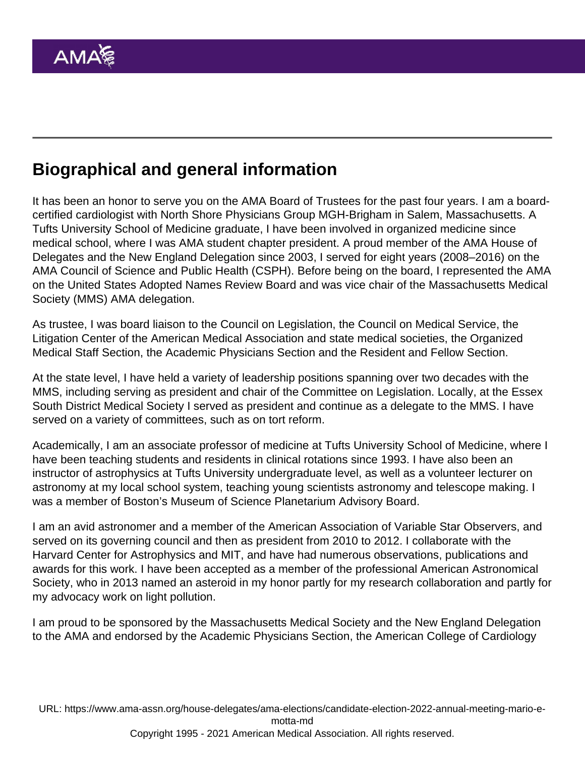## Biographical and general information

It has been an honor to serve you on the AMA Board of Trustees for the past four years. I am a board-certified cardiologist with North Shore Physicians Group MGH-Brigham in Salem, Massachusetts. A Tufts University School of Medicine graduate, I have been involved in organized medicine since medical school, where I was AMA student chapter president. A proud member of the AMA House of Delegates and the New England Delegation since 2003, I served for eight years (2008–2016) on the AMA Council of Science and Public Health (CSPH). Before being on the board, I represented the AMA on the United States Adopted Names Review Board and was vice chair of the Massachusetts Medical Society (MMS) AMA delegation.

As trustee, I was board liaison to the Council on Legislation, the Council on Medical Service, the Litigation Center of the American Medical Association and state medical societies, the Organized Medical Staff Section, the Academic Physicians Section and the Resident and Fellow Section.

At the state level, I have held a variety of leadership positions spanning over two decades with the MMS, including serving as president and chair of the Committee on Legislation. Locally, at the Essex South District Medical Society I served as president and continue as a delegate to the MMS. I have served on a variety of committees, such as on tort reform.

Academically, I am an associate professor of medicine at Tufts University School of Medicine, where I have been teaching students and residents in clinical rotations since 1993. I have also been an instructor of astrophysics at Tufts University undergraduate level, as well as a volunteer lecturer on astronomy at my local school system, teaching young scientists astronomy and telescope making. I was a member of Boston's Museum of Science Planetarium Advisory Board.

I am an avid astronomer and a member of the American Association of Variable Star Observers, and served on its governing council and then as president from 2010 to 2012. I collaborate with the Harvard Center for Astrophysics and MIT, and have had numerous observations, publications and awards for this work. I have been accepted as a member of the professional American Astronomical Society, who in 2013 named an asteroid in my honor partly for my research collaboration and partly for my advocacy work on light pollution.

I am proud to be sponsored by the Massachusetts Medical Society and the New England Delegation to the AMA and endorsed by the Academic Physicians Section, the American College of Cardiology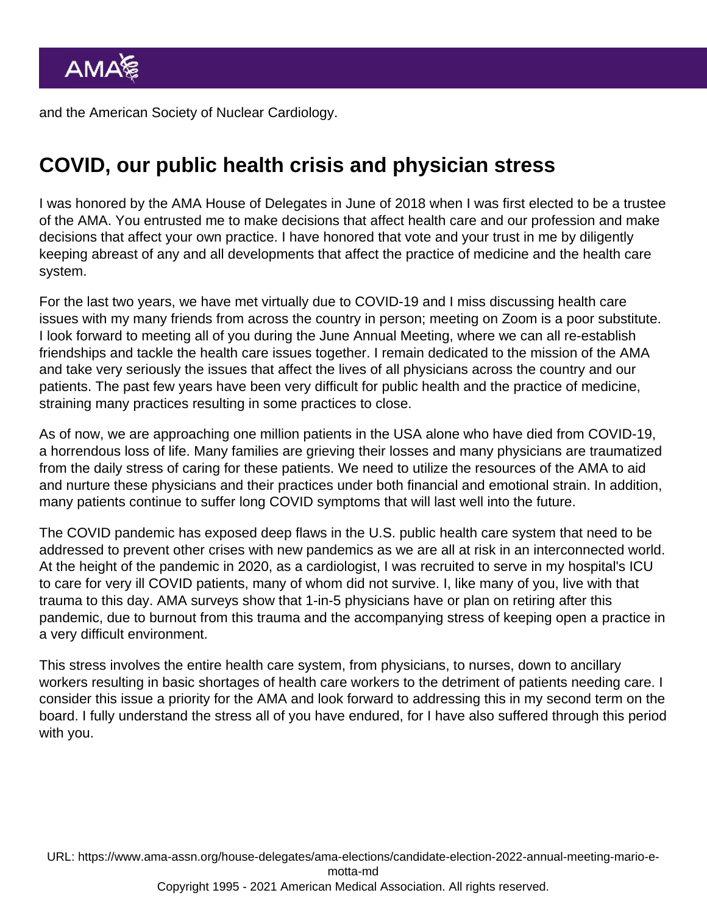and the American Society of Nuclear Cardiology.

## COVID, our public health crisis and physician stress

I was honored by the AMA House of Delegates in June of 2018 when I was first elected to be a trustee of the AMA. You entrusted me to make decisions that affect health care and our profession and make decisions that affect your own practice. I have honored that vote and your trust in me by diligently keeping abreast of any and all developments that affect the practice of medicine and the health care system.

For the last two years, we have met virtually due to COVID-19 and I miss discussing health care issues with my many friends from across the country in person; meeting on Zoom is a poor substitute. I look forward to meeting all of you during the June Annual Meeting, where we can all re-establish friendships and tackle the health care issues together. I remain dedicated to the mission of the AMA and take very seriously the issues that affect the lives of all physicians across the country and our patients. The past few years have been very difficult for public health and the practice of medicine, straining many practices resulting in some practices to close.

As of now, we are approaching one million patients in the USA alone who have died from COVID-19, a horrendous loss of life. Many families are grieving their losses and many physicians are traumatized from the daily stress of caring for these patients. We need to utilize the resources of the AMA to aid and nurture these physicians and their practices under both financial and emotional strain. In addition, many patients continue to suffer long COVID symptoms that will last well into the future.

The COVID pandemic has exposed deep flaws in the U.S. public health care system that need to be addressed to prevent other crises with new pandemics as we are all at risk in an interconnected world. At the height of the pandemic in 2020, as a cardiologist, I was recruited to serve in my hospital's ICU to care for very ill COVID patients, many of whom did not survive. I, like many of you, live with that trauma to this day. AMA surveys show that 1-in-5 physicians have or plan on retiring after this pandemic, due to burnout from this trauma and the accompanying stress of keeping open a practice in a very difficult environment.

This stress involves the entire health care system, from physicians, to nurses, down to ancillary workers resulting in basic shortages of health care workers to the detriment of patients needing care. I consider this issue a priority for the AMA and look forward to addressing this in my second term on the board. I fully understand the stress all of you have endured, for I have also suffered through this period with you.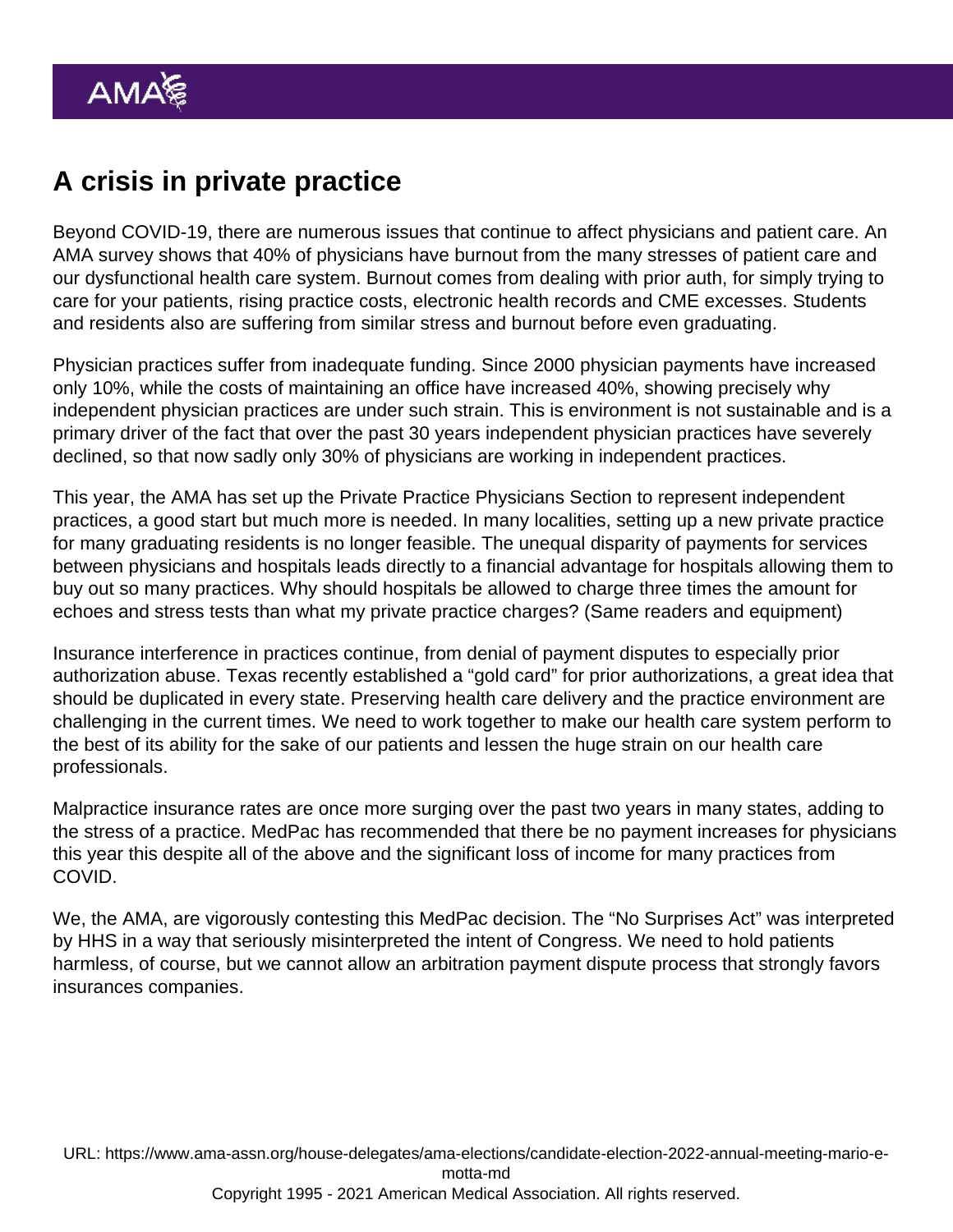# A crisis in private practice

Beyond COVID-19, there are numerous issues that continue to affect physicians and patient care. An AMA survey shows that 40% of physicians have burnout from the many stresses of patient care and our dysfunctional health care system. Burnout comes from dealing with prior auth, for simply trying to care for your patients, rising practice costs, electronic health records and CME excesses. Students and residents also are suffering from similar stress and burnout before even graduating.

Physician practices suffer from inadequate funding. Since 2000 physician payments have increased only 10%, while the costs of maintaining an office have increased 40%, showing precisely why independent physician practices are under such strain. This is environment is not sustainable and is a primary driver of the fact that over the past 30 years independent physician practices have severely declined, so that now sadly only 30% of physicians are working in independent practices.

This year, the AMA has set up the Private Practice Physicians Section to represent independent practices, a good start but much more is needed. In many localities, setting up a new private practice for many graduating residents is no longer feasible. The unequal disparity of payments for services between physicians and hospitals leads directly to a financial advantage for hospitals allowing them to buy out so many practices. Why should hospitals be allowed to charge three times the amount for echoes and stress tests than what my private practice charges? (Same readers and equipment)

Insurance interference in practices continue, from denial of payment disputes to especially prior authorization abuse. Texas recently established a "gold card" for prior authorizations, a great idea that should be duplicated in every state. Preserving health care delivery and the practice environment are challenging in the current times. We need to work together to make our health care system perform to the best of its ability for the sake of our patients and lessen the huge strain on our health care professionals.

Malpractice insurance rates are once more surging over the past two years in many states, adding to the stress of a practice. MedPac has recommended that there be no payment increases for physicians this year this despite all of the above and the significant loss of income for many practices from COVID.

We, the AMA, are vigorously contesting this MedPac decision. The "No Surprises Act" was interpreted by HHS in a way that seriously misinterpreted the intent of Congress. We need to hold patients harmless, of course, but we cannot allow an arbitration payment dispute process that strongly favors insurances companies.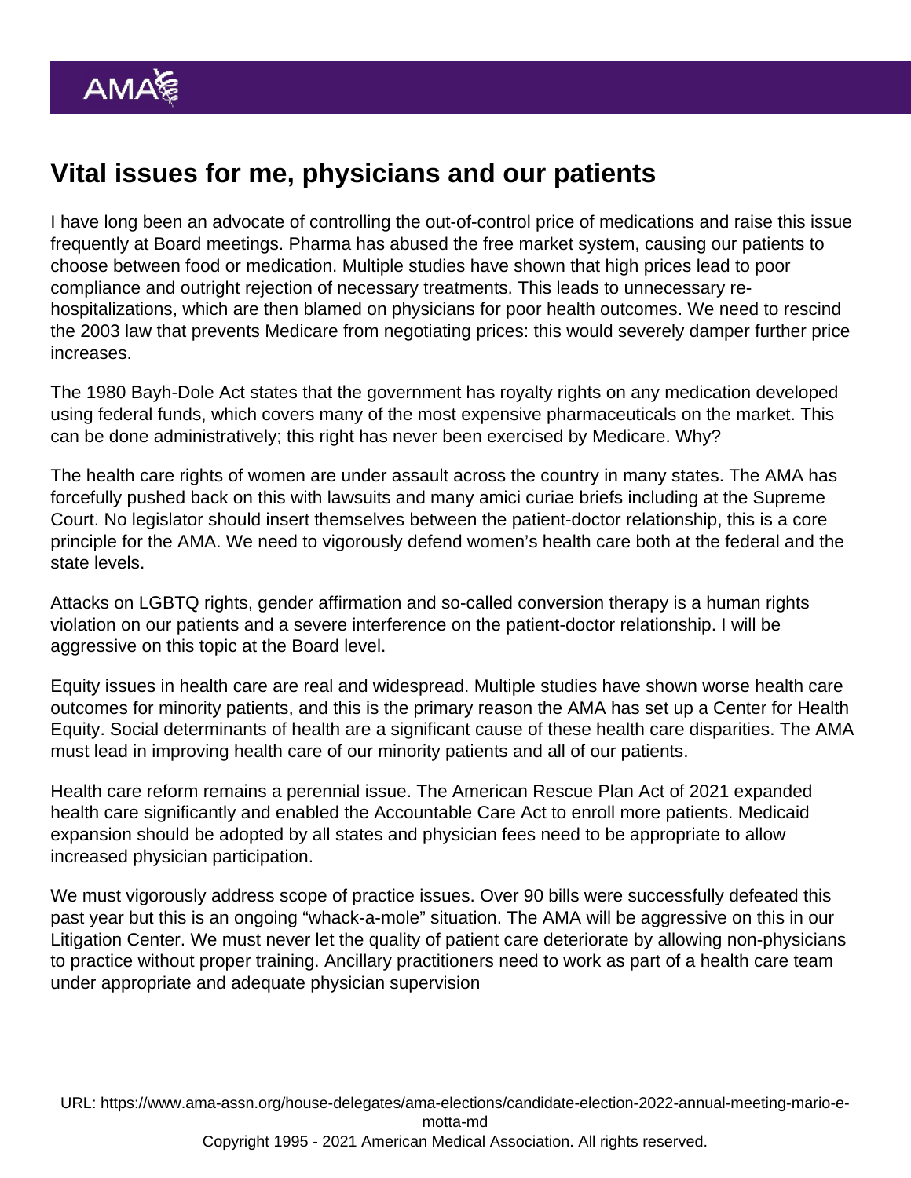## Vital issues for me, physicians and our patients

I have long been an advocate of controlling the out-of-control price of medications and raise this issue frequently at Board meetings. Pharma has abused the free market system, causing our patients to choose between food or medication. Multiple studies have shown that high prices lead to poor compliance and outright rejection of necessary treatments. This leads to unnecessary re-hospitalizations, which are then blamed on physicians for poor health outcomes. We need to rescind the 2003 law that prevents Medicare from negotiating prices: this would severely damper further price increases.

The 1980 Bayh-Dole Act states that the government has royalty rights on any medication developed using federal funds, which covers many of the most expensive pharmaceuticals on the market. This can be done administratively; this right has never been exercised by Medicare. Why?

The health care rights of women are under assault across the country in many states. The AMA has forcefully pushed back on this with lawsuits and many amici curiae briefs including at the Supreme Court. No legislator should insert themselves between the patient-doctor relationship, this is a core principle for the AMA. We need to vigorously defend women's health care both at the federal and the state levels.

Attacks on LGBTQ rights, gender affirmation and so-called conversion therapy is a human rights violation on our patients and a severe interference on the patient-doctor relationship. I will be aggressive on this topic at the Board level.

Equity issues in health care are real and widespread. Multiple studies have shown worse health care outcomes for minority patients, and this is the primary reason the AMA has set up a Center for Health Equity. Social determinants of health are a significant cause of these health care disparities. The AMA must lead in improving health care of our minority patients and all of our patients.

Health care reform remains a perennial issue. The American Rescue Plan Act of 2021 expanded health care significantly and enabled the Accountable Care Act to enroll more patients. Medicaid expansion should be adopted by all states and physician fees need to be appropriate to allow increased physician participation.

We must vigorously address scope of practice issues. Over 90 bills were successfully defeated this past year but this is an ongoing "whack-a-mole" situation. The AMA will be aggressive on this in our Litigation Center. We must never let the quality of patient care deteriorate by allowing non-physicians to practice without proper training. Ancillary practitioners need to work as part of a health care team under appropriate and adequate physician supervision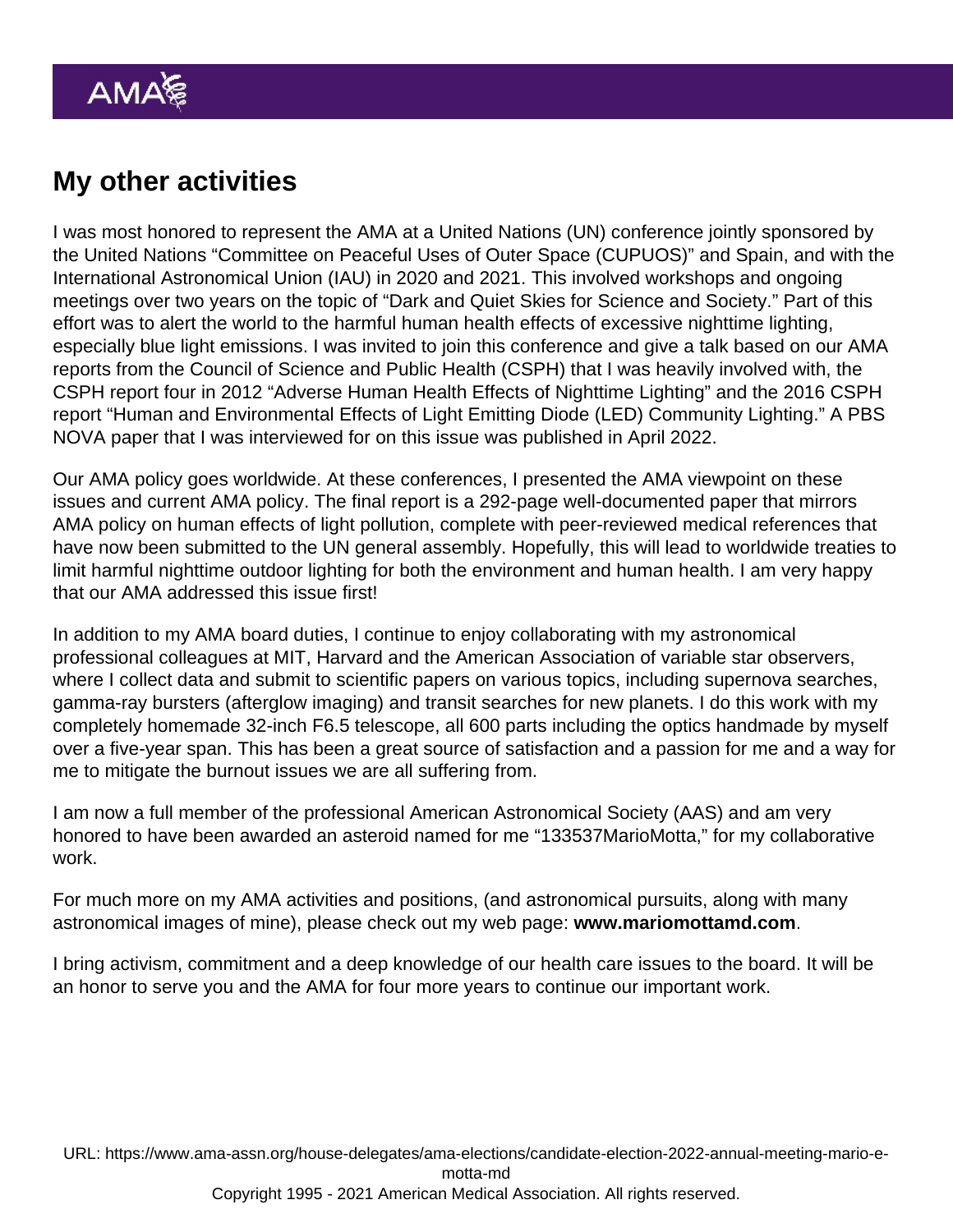## My other activities

I was most honored to represent the AMA at a United Nations (UN) conference jointly sponsored by the United Nations "Committee on Peaceful Uses of Outer Space (CUPUOS)" and Spain, and with the International Astronomical Union (IAU) in 2020 and 2021. This involved workshops and ongoing meetings over two years on the topic of "Dark and Quiet Skies for Science and Society." Part of this effort was to alert the world to the harmful human health effects of excessive nighttime lighting, especially blue light emissions. I was invited to join this conference and give a talk based on our AMA reports from the Council of Science and Public Health (CSPH) that I was heavily involved with, the CSPH report four in 2012 "Adverse Human Health Effects of Nighttime Lighting" and the 2016 CSPH report "Human and Environmental Effects of Light Emitting Diode (LED) Community Lighting." A PBS NOVA paper that I was interviewed for on this issue was published in April 2022.

Our AMA policy goes worldwide. At these conferences, I presented the AMA viewpoint on these issues and current AMA policy. The final report is a 292-page well-documented paper that mirrors AMA policy on human effects of light pollution, complete with peer-reviewed medical references that have now been submitted to the UN general assembly. Hopefully, this will lead to worldwide treaties to limit harmful nighttime outdoor lighting for both the environment and human health. I am very happy that our AMA addressed this issue first!

In addition to my AMA board duties, I continue to enjoy collaborating with my astronomical professional colleagues at MIT, Harvard and the American Association of variable star observers, where I collect data and submit to scientific papers on various topics, including supernova searches, gamma-ray bursters (afterglow imaging) and transit searches for new planets. I do this work with my completely homemade 32-inch F6.5 telescope, all 600 parts including the optics handmade by myself over a five-year span. This has been a great source of satisfaction and a passion for me and a way for me to mitigate the burnout issues we are all suffering from.

I am now a full member of the professional American Astronomical Society (AAS) and am very honored to have been awarded an asteroid named for me "133537MarioMotta," for my collaborative work.

For much more on my AMA activities and positions, (and astronomical pursuits, along with many astronomical images of mine), please check out my web page: **www.mariomottamd.com**.

I bring activism, commitment and a deep knowledge of our health care issues to the board. It will be an honor to serve you and the AMA for four more years to continue our important work.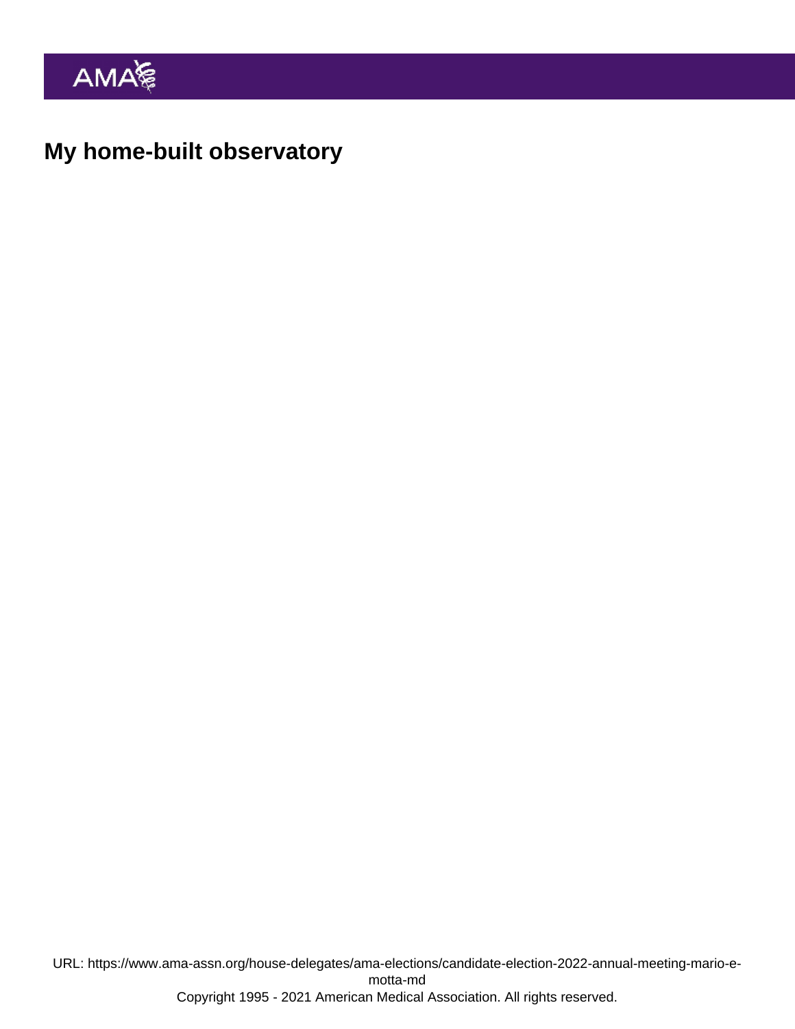## My home-built observatory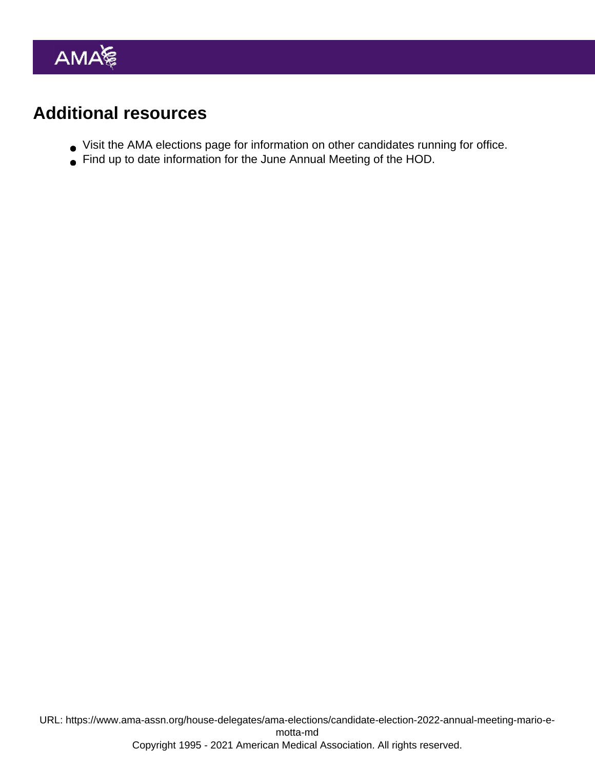## Additional resources

- Visit the AMA elections page for information on other candidates running for office.
- Find up to date information for the June Annual Meeting of the HOD.

URL: https://www.ama-assn.org/house-delegates/ama-elections/candidate-election-2022-annual-meeting-mario-e-motta-md
Copyright 1995 - 2021 American Medical Association. All rights reserved.